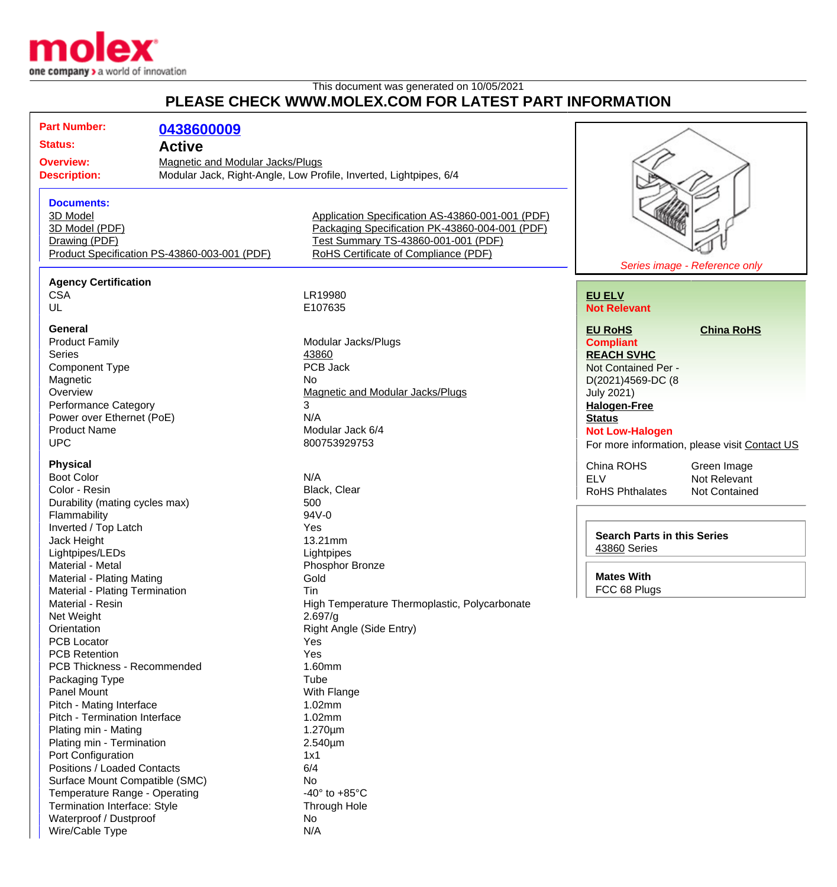molex
one company > a world of innovation

This document was generated on 10/05/2021

# PLEASE CHECK WWW.MOLEX.COM FOR LATEST PART INFORMATION

| | |
|---|---|
| **Part Number:** | **0438600009** |
| **Status:** | **Active** |
| **Overview:** | Magnetic and Modular Jacks/Plugs |
| **Description:** | Modular Jack, Right-Angle, Low Profile, Inverted, Lightpipes, 6/4 |

### Documents:

- 3D Model
- 3D Model (PDF)
- Drawing (PDF)
- Product Specification PS-43860-003-001 (PDF)
- Application Specification AS-43860-001-001 (PDF)
- Packaging Specification PK-43860-004-001 (PDF)
- Test Summary TS-43860-001-001 (PDF)
- RoHS Certificate of Compliance (PDF)

*Series image - Reference only*

### Agency Certification

| | |
|---|---|
| CSA | LR19980 |
| UL | E107635 |

### General

| | |
|---|---|
| Product Family | Modular Jacks/Plugs |
| Series | 43860 |
| Component Type | PCB Jack |
| Magnetic | No |
| Overview | Magnetic and Modular Jacks/Plugs |
| Performance Category | 3 |
| Power over Ethernet (PoE) | N/A |
| Product Name | Modular Jack 6/4 |
| UPC | 800753929753 |

### Physical

| | |
|---|---|
| Boot Color | N/A |
| Color - Resin | Black, Clear |
| Durability (mating cycles max) | 500 |
| Flammability | 94V-0 |
| Inverted / Top Latch | Yes |
| Jack Height | 13.21mm |
| Lightpipes/LEDs | Lightpipes |
| Material - Metal | Phosphor Bronze |
| Material - Plating Mating | Gold |
| Material - Plating Termination | Tin |
| Material - Resin | High Temperature Thermoplastic, Polycarbonate |
| Net Weight | 2.697/g |
| Orientation | Right Angle (Side Entry) |
| PCB Locator | Yes |
| PCB Retention | Yes |
| PCB Thickness - Recommended | 1.60mm |
| Packaging Type | Tube |
| Panel Mount | With Flange |
| Pitch - Mating Interface | 1.02mm |
| Pitch - Termination Interface | 1.02mm |
| Plating min - Mating | 1.270µm |
| Plating min - Termination | 2.540µm |
| Port Configuration | 1x1 |
| Positions / Loaded Contacts | 6/4 |
| Surface Mount Compatible (SMC) | No |
| Temperature Range - Operating | -40° to +85°C |
| Termination Interface: Style | Through Hole |
| Waterproof / Dustproof | No |
| Wire/Cable Type | N/A |

**EU ELV**
**Not Relevant**

**EU RoHS**
**Compliant**

**China RoHS**

**REACH SVHC**
Not Contained Per - D(2021)4569-DC (8 July 2021)

**Halogen-Free Status**
**Not Low-Halogen**

For more information, please visit Contact US

| | |
|---|---|
| China ROHS | Green Image |
| ELV | Not Relevant |
| RoHS Phthalates | Not Contained |

**Search Parts in this Series**
43860 Series

**Mates With**
FCC 68 Plugs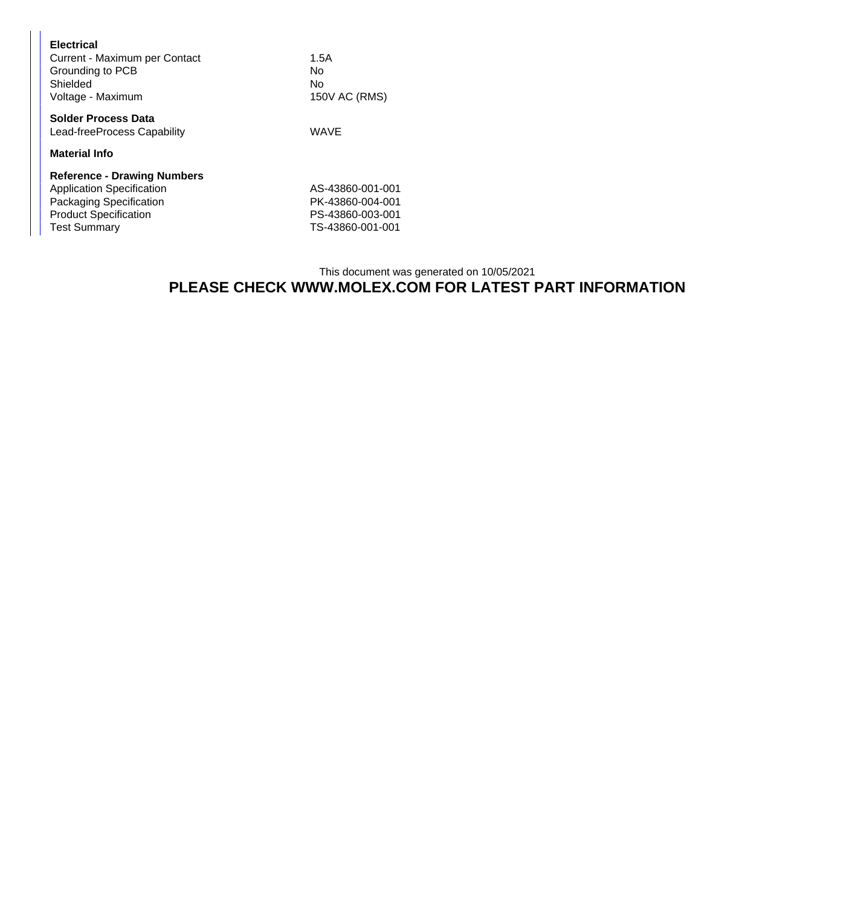**Electrical**

| | |
|---|---|
| Current - Maximum per Contact | 1.5A |
| Grounding to PCB | No |
| Shielded | No |
| Voltage - Maximum | 150V AC (RMS) |

**Solder Process Data**

| | |
|---|---|
| Lead-freeProcess Capability | WAVE |

**Material Info**

**Reference - Drawing Numbers**

| | |
|---|---|
| Application Specification | AS-43860-001-001 |
| Packaging Specification | PK-43860-004-001 |
| Product Specification | PS-43860-003-001 |
| Test Summary | TS-43860-001-001 |

This document was generated on 10/05/2021

**PLEASE CHECK WWW.MOLEX.COM FOR LATEST PART INFORMATION**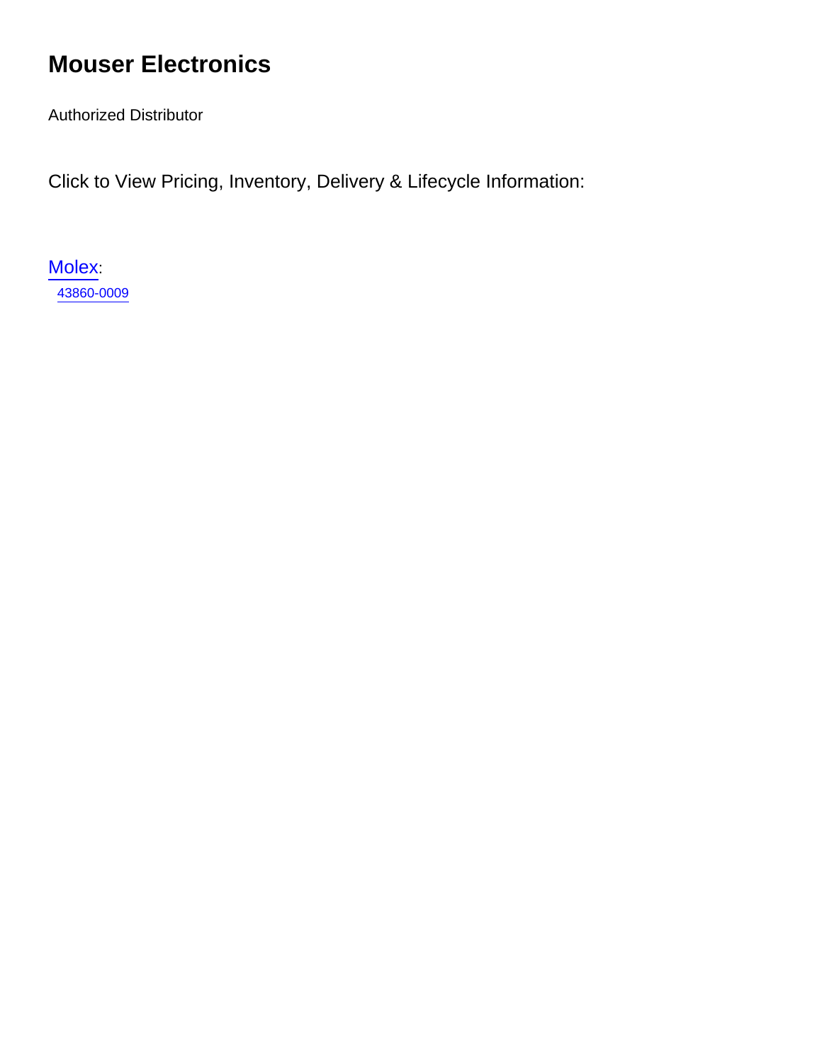# Mouser Electronics

Authorized Distributor

Click to View Pricing, Inventory, Delivery & Lifecycle Information:

Molex:

43860-0009